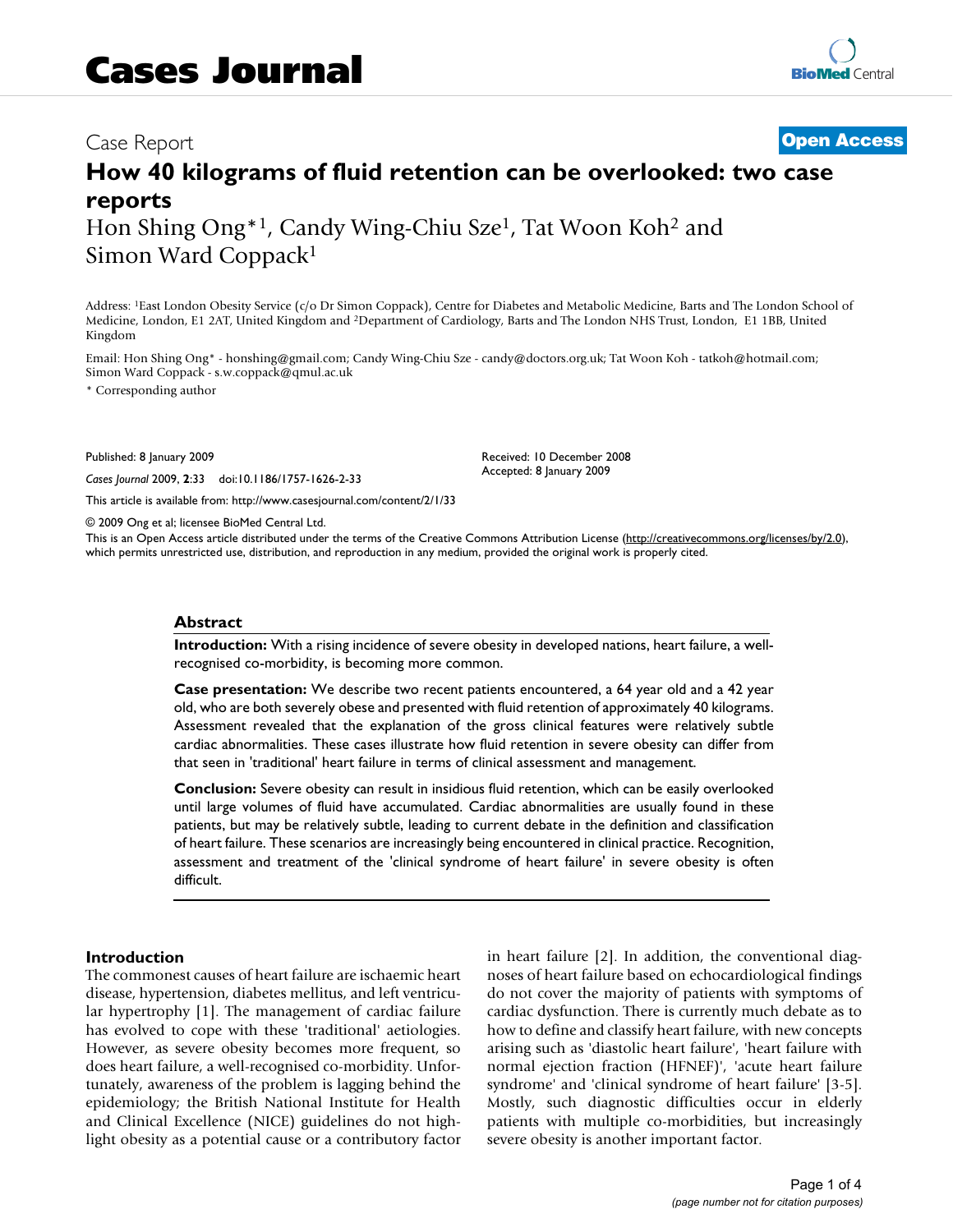# Cases Journal

Case Report

**Open Access**

# How 40 kilograms of fluid retention can be overlooked: two case reports

Hon Shing Ong*[1], Candy Wing-Chiu Sze[1], Tat Woon Koh[2] and Simon Ward Coppack[1]

Address: [1]East London Obesity Service (c/o Dr Simon Coppack), Centre for Diabetes and Metabolic Medicine, Barts and The London School of Medicine, London, E1 2AT, United Kingdom and [2]Department of Cardiology, Barts and The London NHS Trust, London, E1 1BB, United Kingdom

Email: Hon Shing Ong* - honshing@gmail.com; Candy Wing-Chiu Sze - candy@doctors.org.uk; Tat Woon Koh - tatkoh@hotmail.com; Simon Ward Coppack - s.w.coppack@qmul.ac.uk

* Corresponding author

Published: 8 January 2009

*Cases Journal* 2009, **2**:33 doi:10.1186/1757-1626-2-33

Received: 10 December 2008
Accepted: 8 January 2009

This article is available from: http://www.casesjournal.com/content/2/1/33

© 2009 Ong et al; licensee BioMed Central Ltd.

This is an Open Access article distributed under the terms of the Creative Commons Attribution License (http://creativecommons.org/licenses/by/2.0), which permits unrestricted use, distribution, and reproduction in any medium, provided the original work is properly cited.

## Abstract

**Introduction:** With a rising incidence of severe obesity in developed nations, heart failure, a well-recognised co-morbidity, is becoming more common.

**Case presentation:** We describe two recent patients encountered, a 64 year old and a 42 year old, who are both severely obese and presented with fluid retention of approximately 40 kilograms. Assessment revealed that the explanation of the gross clinical features were relatively subtle cardiac abnormalities. These cases illustrate how fluid retention in severe obesity can differ from that seen in 'traditional' heart failure in terms of clinical assessment and management.

**Conclusion:** Severe obesity can result in insidious fluid retention, which can be easily overlooked until large volumes of fluid have accumulated. Cardiac abnormalities are usually found in these patients, but may be relatively subtle, leading to current debate in the definition and classification of heart failure. These scenarios are increasingly being encountered in clinical practice. Recognition, assessment and treatment of the 'clinical syndrome of heart failure' in severe obesity is often difficult.

## Introduction

The commonest causes of heart failure are ischaemic heart disease, hypertension, diabetes mellitus, and left ventricular hypertrophy [1]. The management of cardiac failure has evolved to cope with these 'traditional' aetiologies. However, as severe obesity becomes more frequent, so does heart failure, a well-recognised co-morbidity. Unfortunately, awareness of the problem is lagging behind the epidemiology; the British National Institute for Health and Clinical Excellence (NICE) guidelines do not highlight obesity as a potential cause or a contributory factor in heart failure [2]. In addition, the conventional diagnoses of heart failure based on echocardiological findings do not cover the majority of patients with symptoms of cardiac dysfunction. There is currently much debate as to how to define and classify heart failure, with new concepts arising such as 'diastolic heart failure', 'heart failure with normal ejection fraction (HFNEF)', 'acute heart failure syndrome' and 'clinical syndrome of heart failure' [3-5]. Mostly, such diagnostic difficulties occur in elderly patients with multiple co-morbidities, but increasingly severe obesity is another important factor.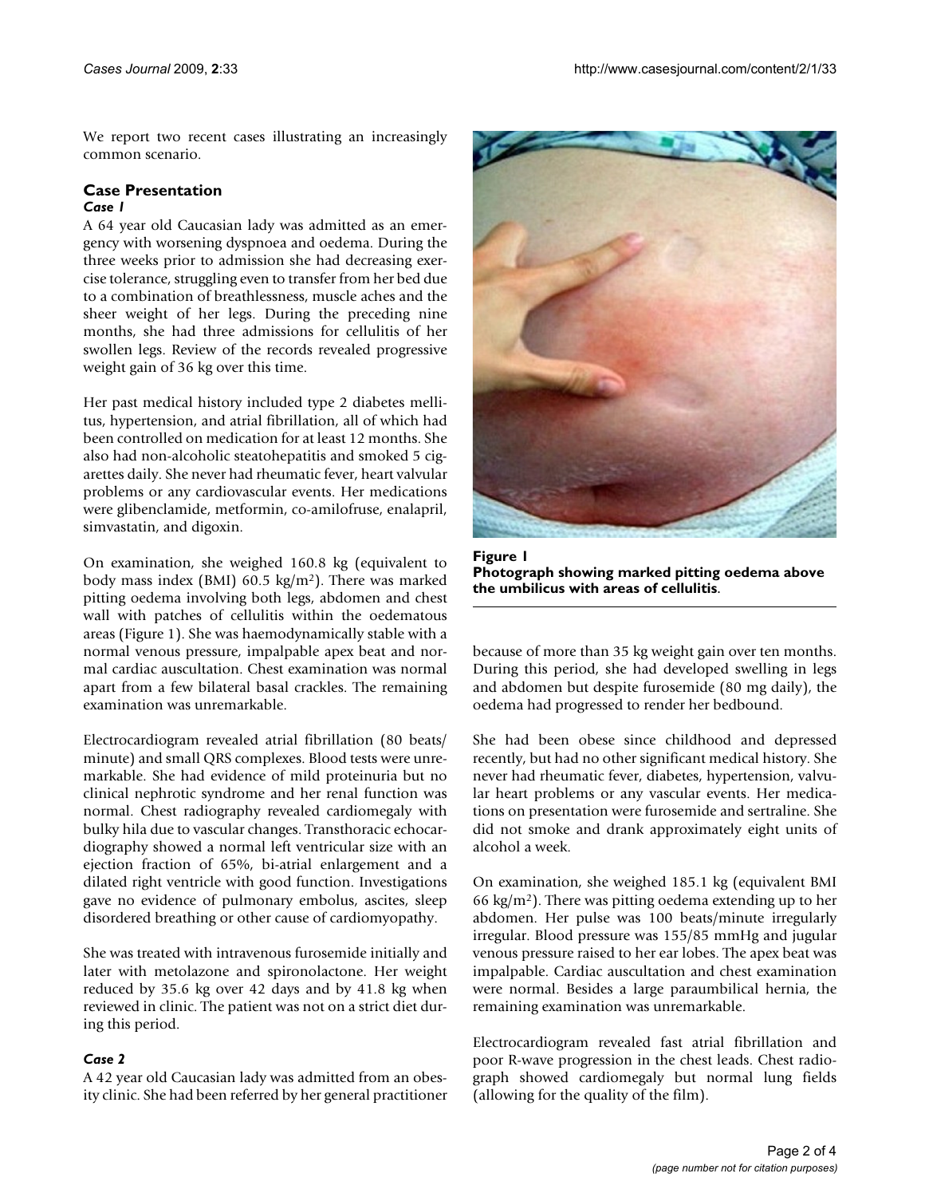We report two recent cases illustrating an increasingly common scenario.

## Case Presentation

### *Case 1*

A 64 year old Caucasian lady was admitted as an emergency with worsening dyspnoea and oedema. During the three weeks prior to admission she had decreasing exercise tolerance, struggling even to transfer from her bed due to a combination of breathlessness, muscle aches and the sheer weight of her legs. During the preceding nine months, she had three admissions for cellulitis of her swollen legs. Review of the records revealed progressive weight gain of 36 kg over this time.

Her past medical history included type 2 diabetes mellitus, hypertension, and atrial fibrillation, all of which had been controlled on medication for at least 12 months. She also had non-alcoholic steatohepatitis and smoked 5 cigarettes daily. She never had rheumatic fever, heart valvular problems or any cardiovascular events. Her medications were glibenclamide, metformin, co-amilofruse, enalapril, simvastatin, and digoxin.

On examination, she weighed 160.8 kg (equivalent to body mass index (BMI) 60.5 kg/m$^2$). There was marked pitting oedema involving both legs, abdomen and chest wall with patches of cellulitis within the oedematous areas (Figure 1). She was haemodynamically stable with a normal venous pressure, impalpable apex beat and normal cardiac auscultation. Chest examination was normal apart from a few bilateral basal crackles. The remaining examination was unremarkable.

Electrocardiogram revealed atrial fibrillation (80 beats/minute) and small QRS complexes. Blood tests were unremarkable. She had evidence of mild proteinuria but no clinical nephrotic syndrome and her renal function was normal. Chest radiography revealed cardiomegaly with bulky hila due to vascular changes. Transthoracic echocardiography showed a normal left ventricular size with an ejection fraction of 65%, bi-atrial enlargement and a dilated right ventricle with good function. Investigations gave no evidence of pulmonary embolus, ascites, sleep disordered breathing or other cause of cardiomyopathy.

She was treated with intravenous furosemide initially and later with metolazone and spironolactone. Her weight reduced by 35.6 kg over 42 days and by 41.8 kg when reviewed in clinic. The patient was not on a strict diet during this period.

### *Case 2*

A 42 year old Caucasian lady was admitted from an obesity clinic. She had been referred by her general practitioner because of more than 35 kg weight gain over ten months. During this period, she had developed swelling in legs and abdomen but despite furosemide (80 mg daily), the oedema had progressed to render her bedbound.

**Figure 1**
**Photograph showing marked pitting oedema above the umbilicus with areas of cellulitis.**

She had been obese since childhood and depressed recently, but had no other significant medical history. She never had rheumatic fever, diabetes, hypertension, valvular heart problems or any vascular events. Her medications on presentation were furosemide and sertraline. She did not smoke and drank approximately eight units of alcohol a week.

On examination, she weighed 185.1 kg (equivalent BMI 66 kg/m$^2$). There was pitting oedema extending up to her abdomen. Her pulse was 100 beats/minute irregularly irregular. Blood pressure was 155/85 mmHg and jugular venous pressure raised to her ear lobes. The apex beat was impalpable. Cardiac auscultation and chest examination were normal. Besides a large paraumbilical hernia, the remaining examination was unremarkable.

Electrocardiogram revealed fast atrial fibrillation and poor R-wave progression in the chest leads. Chest radiograph showed cardiomegaly but normal lung fields (allowing for the quality of the film).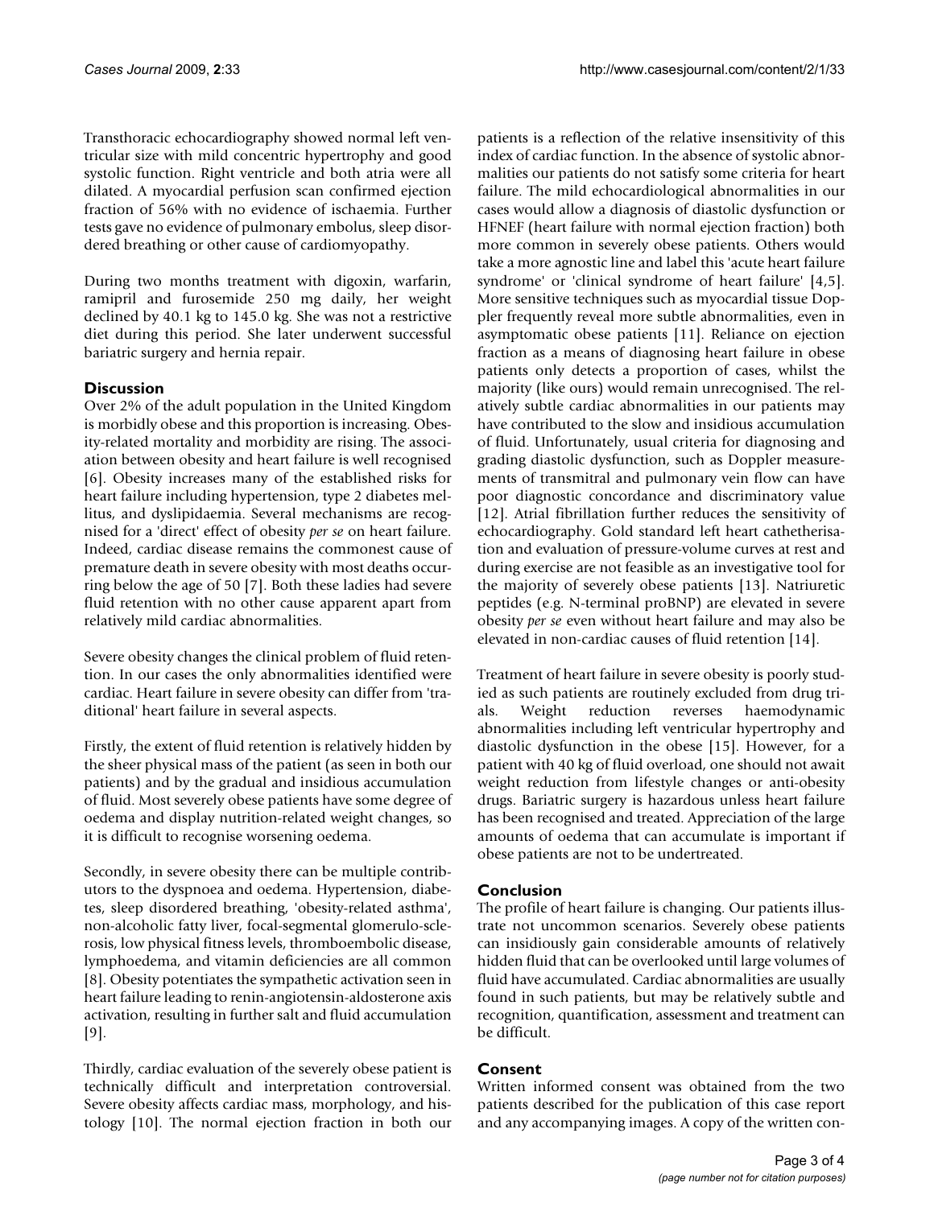Transthoracic echocardiography showed normal left ventricular size with mild concentric hypertrophy and good systolic function. Right ventricle and both atria were all dilated. A myocardial perfusion scan confirmed ejection fraction of 56% with no evidence of ischaemia. Further tests gave no evidence of pulmonary embolus, sleep disordered breathing or other cause of cardiomyopathy.

During two months treatment with digoxin, warfarin, ramipril and furosemide 250 mg daily, her weight declined by 40.1 kg to 145.0 kg. She was not a restrictive diet during this period. She later underwent successful bariatric surgery and hernia repair.

## Discussion

Over 2% of the adult population in the United Kingdom is morbidly obese and this proportion is increasing. Obesity-related mortality and morbidity are rising. The association between obesity and heart failure is well recognised [6]. Obesity increases many of the established risks for heart failure including hypertension, type 2 diabetes mellitus, and dyslipidaemia. Several mechanisms are recognised for a 'direct' effect of obesity *per se* on heart failure. Indeed, cardiac disease remains the commonest cause of premature death in severe obesity with most deaths occurring below the age of 50 [7]. Both these ladies had severe fluid retention with no other cause apparent apart from relatively mild cardiac abnormalities.

Severe obesity changes the clinical problem of fluid retention. In our cases the only abnormalities identified were cardiac. Heart failure in severe obesity can differ from 'traditional' heart failure in several aspects.

Firstly, the extent of fluid retention is relatively hidden by the sheer physical mass of the patient (as seen in both our patients) and by the gradual and insidious accumulation of fluid. Most severely obese patients have some degree of oedema and display nutrition-related weight changes, so it is difficult to recognise worsening oedema.

Secondly, in severe obesity there can be multiple contributors to the dyspnoea and oedema. Hypertension, diabetes, sleep disordered breathing, 'obesity-related asthma', non-alcoholic fatty liver, focal-segmental glomerulo-sclerosis, low physical fitness levels, thromboembolic disease, lymphoedema, and vitamin deficiencies are all common [8]. Obesity potentiates the sympathetic activation seen in heart failure leading to renin-angiotensin-aldosterone axis activation, resulting in further salt and fluid accumulation [9].

Thirdly, cardiac evaluation of the severely obese patient is technically difficult and interpretation controversial. Severe obesity affects cardiac mass, morphology, and histology [10]. The normal ejection fraction in both our patients is a reflection of the relative insensitivity of this index of cardiac function. In the absence of systolic abnormalities our patients do not satisfy some criteria for heart failure. The mild echocardiological abnormalities in our cases would allow a diagnosis of diastolic dysfunction or HFNEF (heart failure with normal ejection fraction) both more common in severely obese patients. Others would take a more agnostic line and label this 'acute heart failure syndrome' or 'clinical syndrome of heart failure' [4,5]. More sensitive techniques such as myocardial tissue Doppler frequently reveal more subtle abnormalities, even in asymptomatic obese patients [11]. Reliance on ejection fraction as a means of diagnosing heart failure in obese patients only detects a proportion of cases, whilst the majority (like ours) would remain unrecognised. The relatively subtle cardiac abnormalities in our patients may have contributed to the slow and insidious accumulation of fluid. Unfortunately, usual criteria for diagnosing and grading diastolic dysfunction, such as Doppler measurements of transmitral and pulmonary vein flow can have poor diagnostic concordance and discriminatory value [12]. Atrial fibrillation further reduces the sensitivity of echocardiography. Gold standard left heart cathetherisation and evaluation of pressure-volume curves at rest and during exercise are not feasible as an investigative tool for the majority of severely obese patients [13]. Natriuretic peptides (e.g. N-terminal proBNP) are elevated in severe obesity *per se* even without heart failure and may also be elevated in non-cardiac causes of fluid retention [14].

Treatment of heart failure in severe obesity is poorly studied as such patients are routinely excluded from drug trials. Weight reduction reverses haemodynamic abnormalities including left ventricular hypertrophy and diastolic dysfunction in the obese [15]. However, for a patient with 40 kg of fluid overload, one should not await weight reduction from lifestyle changes or anti-obesity drugs. Bariatric surgery is hazardous unless heart failure has been recognised and treated. Appreciation of the large amounts of oedema that can accumulate is important if obese patients are not to be undertreated.

## Conclusion

The profile of heart failure is changing. Our patients illustrate not uncommon scenarios. Severely obese patients can insidiously gain considerable amounts of relatively hidden fluid that can be overlooked until large volumes of fluid have accumulated. Cardiac abnormalities are usually found in such patients, but may be relatively subtle and recognition, quantification, assessment and treatment can be difficult.

## Consent

Written informed consent was obtained from the two patients described for the publication of this case report and any accompanying images. A copy of the written con-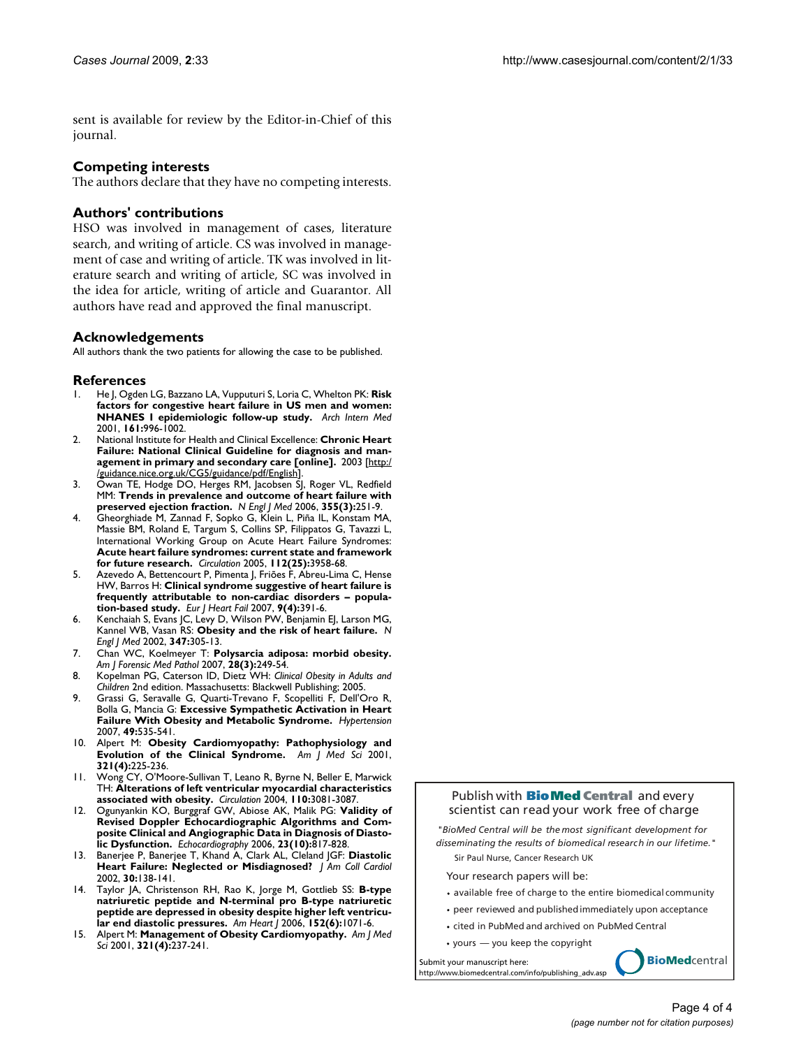sent is available for review by the Editor-in-Chief of this journal.

## Competing interests

The authors declare that they have no competing interests.

## Authors' contributions

HSO was involved in management of cases, literature search, and writing of article. CS was involved in management of case and writing of article. TK was involved in literature search and writing of article, SC was involved in the idea for article, writing of article and Guarantor. All authors have read and approved the final manuscript.

## Acknowledgements

All authors thank the two patients for allowing the case to be published.

## References

1. He J, Ogden LG, Bazzano LA, Vupputuri S, Loria C, Whelton PK: **Risk factors for congestive heart failure in US men and women: NHANES I epidemiologic follow-up study.** *Arch Intern Med* 2001, **161:**996-1002.
2. National Institute for Health and Clinical Excellence: **Chronic Heart Failure: National Clinical Guideline for diagnosis and management in primary and secondary care [online].** 2003 [http://guidance.nice.org.uk/CG5/guidance/pdf/English].
3. Owan TE, Hodge DO, Herges RM, Jacobsen SJ, Roger VL, Redfield MM: **Trends in prevalence and outcome of heart failure with preserved ejection fraction.** *N Engl J Med* 2006, **355(3):**251-9.
4. Gheorghiade M, Zannad F, Sopko G, Klein L, Piña IL, Konstam MA, Massie BM, Roland E, Targum S, Collins SP, Filippatos G, Tavazzi L, International Working Group on Acute Heart Failure Syndromes: **Acute heart failure syndromes: current state and framework for future research.** *Circulation* 2005, **112(25):**3958-68.
5. Azevedo A, Bettencourt P, Pimenta J, Friões F, Abreu-Lima C, Hense HW, Barros H: **Clinical syndrome suggestive of heart failure is frequently attributable to non-cardiac disorders – population-based study.** *Eur J Heart Fail* 2007, **9(4):**391-6.
6. Kenchaiah S, Evans JC, Levy D, Wilson PW, Benjamin EJ, Larson MG, Kannel WB, Vasan RS: **Obesity and the risk of heart failure.** *N Engl J Med* 2002, **347:**305-13.
7. Chan WC, Koelmeyer T: **Polysarcia adiposa: morbid obesity.** *Am J Forensic Med Pathol* 2007, **28(3):**249-54.
8. Kopelman PG, Caterson ID, Dietz WH: *Clinical Obesity in Adults and Children* 2nd edition. Massachusetts: Blackwell Publishing; 2005.
9. Grassi G, Seravalle G, Quarti-Trevano F, Scopelliti F, Dell'Oro R, Bolla G, Mancia G: **Excessive Sympathetic Activation in Heart Failure With Obesity and Metabolic Syndrome.** *Hypertension* 2007, **49:**535-541.
10. Alpert M: **Obesity Cardiomyopathy: Pathophysiology and Evolution of the Clinical Syndrome.** *Am J Med Sci* 2001, **321(4):**225-236.
11. Wong CY, O'Moore-Sullivan T, Leano R, Byrne N, Beller E, Marwick TH: **Alterations of left ventricular myocardial characteristics associated with obesity.** *Circulation* 2004, **110:**3081-3087.
12. Ogunyankin KO, Burggraf GW, Abiose AK, Malik PG: **Validity of Revised Doppler Echocardiographic Algorithms and Composite Clinical and Angiographic Data in Diagnosis of Diastolic Dysfunction.** *Echocardiography* 2006, **23(10):**817-828.
13. Banerjee P, Banerjee T, Khand A, Clark AL, Cleland JGF: **Diastolic Heart Failure: Neglected or Misdiagnosed?** *J Am Coll Cardiol* 2002, **30:**138-141.
14. Taylor JA, Christenson RH, Rao K, Jorge M, Gottlieb SS: **B-type natriuretic peptide and N-terminal pro B-type natriuretic peptide are depressed in obesity despite higher left ventricular end diastolic pressures.** *Am Heart J* 2006, **152(6):**1071-6.
15. Alpert M: **Management of Obesity Cardiomyopathy.** *Am J Med Sci* 2001, **321(4):**237-241.

Publish with **BioMed Central** and every scientist can read your work free of charge

*"BioMed Central will be the most significant development for disseminating the results of biomedical research in our lifetime."*

Sir Paul Nurse, Cancer Research UK

Your research papers will be:

- available free of charge to the entire biomedical community
- peer reviewed and published immediately upon acceptance
- cited in PubMed and archived on PubMed Central
- yours — you keep the copyright

Submit your manuscript here:
http://www.biomedcentral.com/info/publishing_adv.asp

BioMedcentral